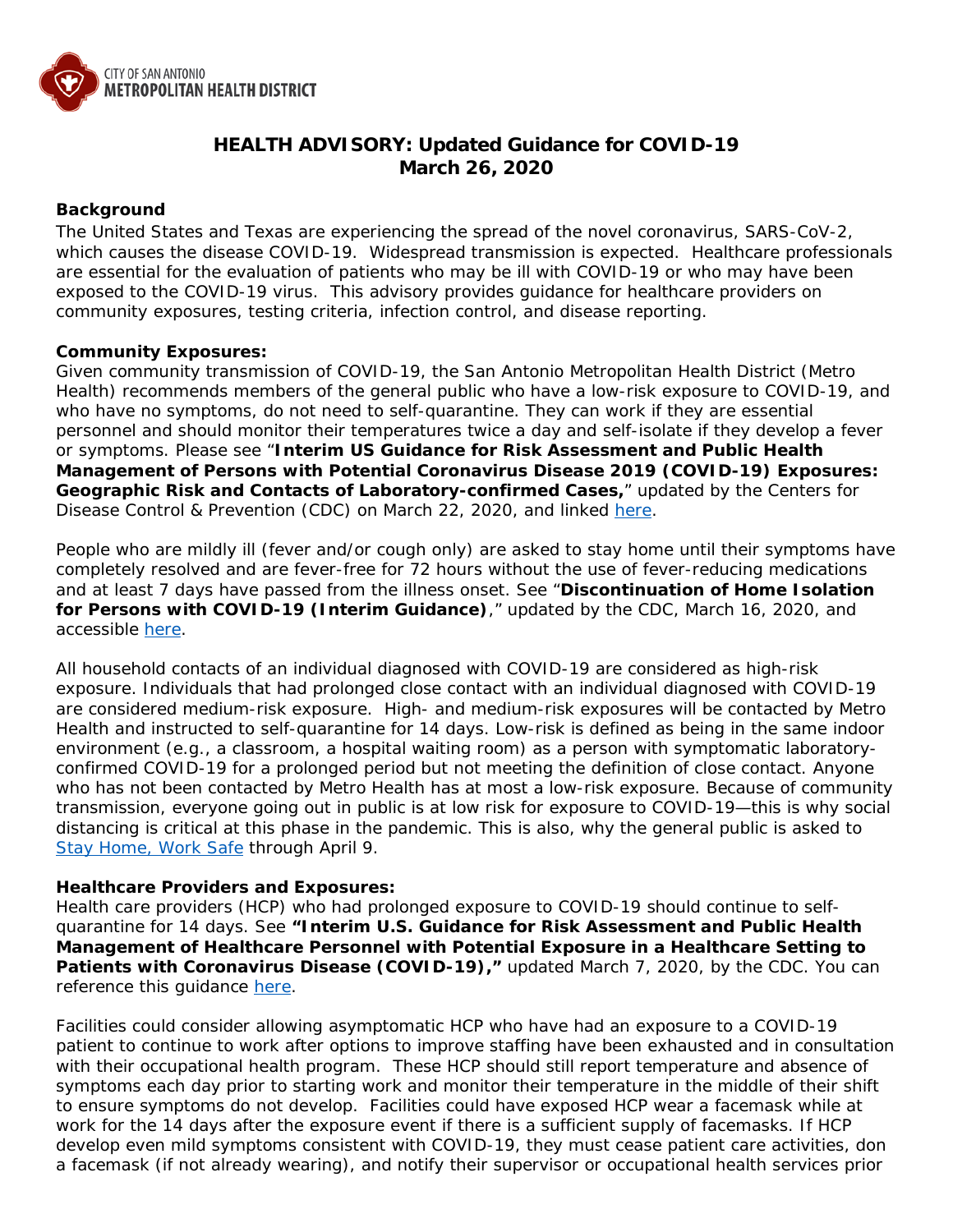CITY OF SAN ANTONIO
**METROPOLITAN HEALTH DISTRICT**

# HEALTH ADVISORY: Updated Guidance for COVID-19
## March 26, 2020

**Background**

The United States and Texas are experiencing the spread of the novel coronavirus, SARS-CoV-2, which causes the disease COVID-19. Widespread transmission is expected. Healthcare professionals are essential for the evaluation of patients who may be ill with COVID-19 or who may have been exposed to the COVID-19 virus. This advisory provides guidance for healthcare providers on community exposures, testing criteria, infection control, and disease reporting.

**Community Exposures:**

Given community transmission of COVID-19, the San Antonio Metropolitan Health District (Metro Health) recommends members of the general public who have a low-risk exposure to COVID-19, and who have no symptoms, do not need to self-quarantine. They can work if they are essential personnel and should monitor their temperatures twice a day and self-isolate if they develop a fever or symptoms. Please see "**Interim US Guidance for Risk Assessment and Public Health Management of Persons with Potential Coronavirus Disease 2019 (COVID-19) Exposures: Geographic Risk and Contacts of Laboratory-confirmed Cases,**" updated by the Centers for Disease Control & Prevention (CDC) on March 22, 2020, and linked here.

People who are mildly ill (fever and/or cough only) are asked to stay home until their symptoms have completely resolved and are fever-free for 72 hours without the use of fever-reducing medications and at least 7 days have passed from the illness onset. See "**Discontinuation of Home Isolation for Persons with COVID-19 (Interim Guidance)**," updated by the CDC, March 16, 2020, and accessible here.

All household contacts of an individual diagnosed with COVID-19 are considered as high-risk exposure. Individuals that had prolonged close contact with an individual diagnosed with COVID-19 are considered medium-risk exposure. High- and medium-risk exposures will be contacted by Metro Health and instructed to self-quarantine for 14 days. Low-risk is defined as being in the same indoor environment (e.g., a classroom, a hospital waiting room) as a person with symptomatic laboratory-confirmed COVID-19 for a prolonged period but not meeting the definition of close contact. Anyone who has not been contacted by Metro Health has at most a low-risk exposure. Because of community transmission, everyone going out in public is at low risk for exposure to COVID-19—this is why social distancing is critical at this phase in the pandemic. This is also, why the general public is asked to Stay Home, Work Safe through April 9.

**Healthcare Providers and Exposures:**

Health care providers (HCP) who had prolonged exposure to COVID-19 should continue to self-quarantine for 14 days. See **"Interim U.S. Guidance for Risk Assessment and Public Health Management of Healthcare Personnel with Potential Exposure in a Healthcare Setting to Patients with Coronavirus Disease (COVID-19),"** updated March 7, 2020, by the CDC. You can reference this guidance here.

Facilities could consider allowing asymptomatic HCP who have had an exposure to a COVID-19 patient to continue to work after options to improve staffing have been exhausted and in consultation with their occupational health program. These HCP should still report temperature and absence of symptoms each day prior to starting work and monitor their temperature in the middle of their shift to ensure symptoms do not develop. Facilities could have exposed HCP wear a facemask while at work for the 14 days after the exposure event if there is a sufficient supply of facemasks. If HCP develop even mild symptoms consistent with COVID-19, they must cease patient care activities, don a facemask (if not already wearing), and notify their supervisor or occupational health services prior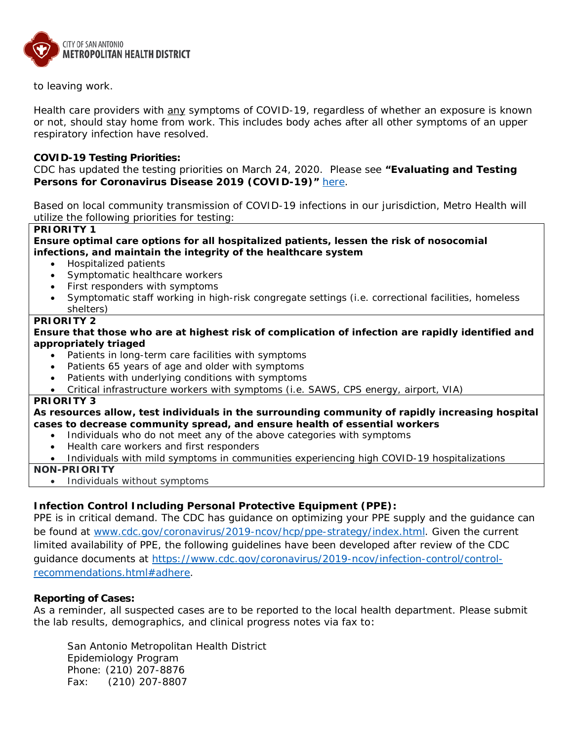to leaving work.

Health care providers with any symptoms of COVID-19, regardless of whether an exposure is known or not, should stay home from work. This includes body aches after all other symptoms of an upper respiratory infection have resolved.

**COVID-19 Testing Priorities:**
CDC has updated the testing priorities on March 24, 2020. Please see **"Evaluating and Testing Persons for Coronavirus Disease 2019 (COVID-19)"** here.

Based on local community transmission of COVID-19 infections in our jurisdiction, Metro Health will utilize the following priorities for testing:

**PRIORITY 1**
**Ensure optimal care options for all hospitalized patients, lessen the risk of nosocomial infections, and maintain the integrity of the healthcare system**

- Hospitalized patients
- Symptomatic healthcare workers
- First responders with symptoms
- Symptomatic staff working in high-risk congregate settings (i.e. correctional facilities, homeless shelters)

**PRIORITY 2**
**Ensure that those who are at highest risk of complication of infection are rapidly identified and appropriately triaged**

- Patients in long-term care facilities with symptoms
- Patients 65 years of age and older with symptoms
- Patients with underlying conditions with symptoms
- Critical infrastructure workers with symptoms (i.e. SAWS, CPS energy, airport, VIA)

**PRIORITY 3**
**As resources allow, test individuals in the surrounding community of rapidly increasing hospital cases to decrease community spread, and ensure health of essential workers**

- Individuals who do not meet any of the above categories with symptoms
- Health care workers and first responders
- Individuals with mild symptoms in communities experiencing high COVID-19 hospitalizations

**NON-PRIORITY**

- Individuals without symptoms

**Infection Control Including Personal Protective Equipment (PPE):**
PPE is in critical demand. The CDC has guidance on optimizing your PPE supply and the guidance can be found at www.cdc.gov/coronavirus/2019-ncov/hcp/ppe-strategy/index.html. Given the current limited availability of PPE, the following guidelines have been developed after review of the CDC guidance documents at https://www.cdc.gov/coronavirus/2019-ncov/infection-control/control-recommendations.html#adhere.

**Reporting of Cases:**
As a reminder, all suspected cases are to be reported to the local health department. Please submit the lab results, demographics, and clinical progress notes via fax to:

San Antonio Metropolitan Health District
Epidemiology Program
Phone: (210) 207-8876
Fax: (210) 207-8807